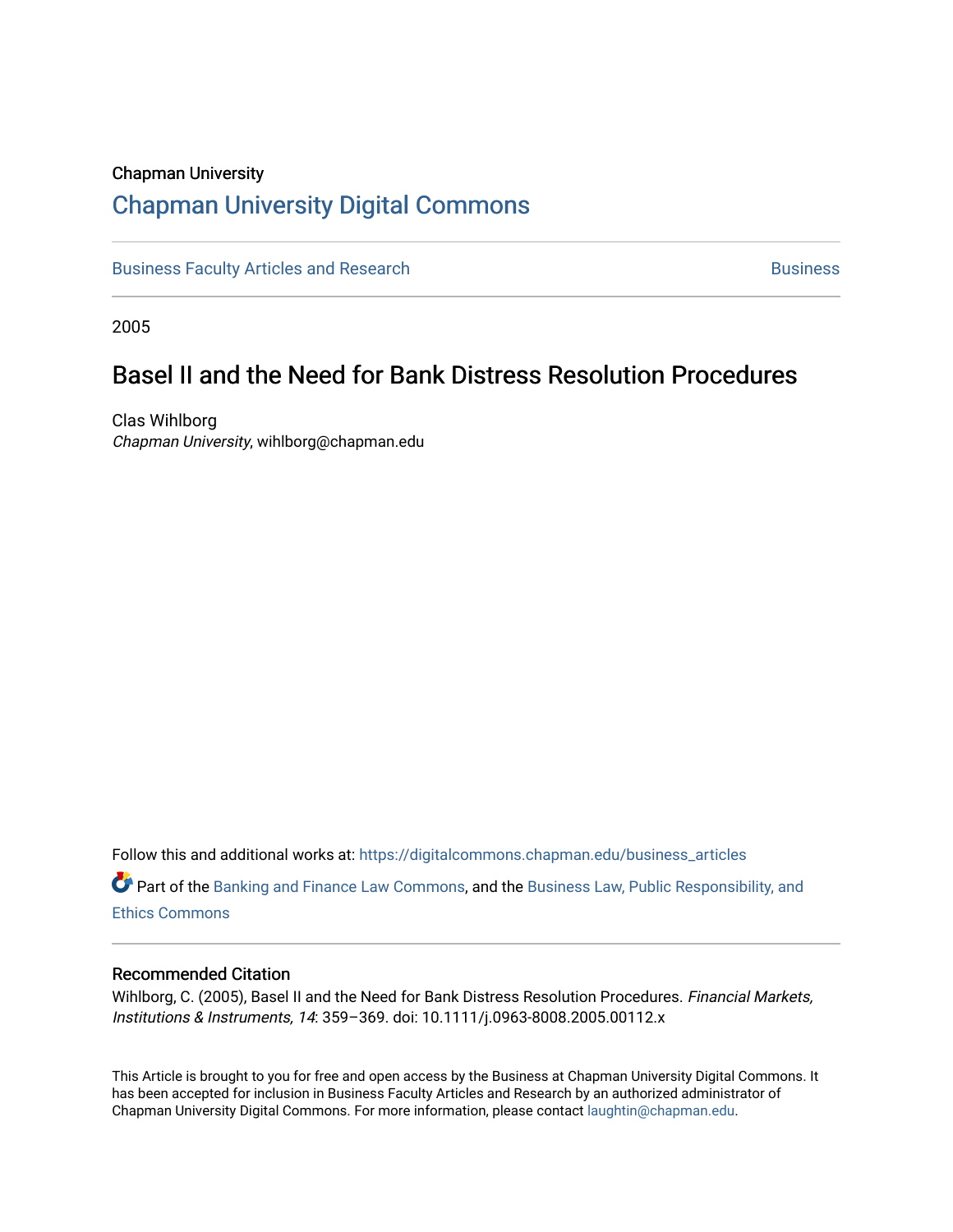Chapman University

# Chapman University Digital Commons

Business Faculty Articles and Research | Business

2005

## Basel II and the Need for Bank Distress Resolution Procedures

Clas Wihlborg
*Chapman University*, wihlborg@chapman.edu

Follow this and additional works at: https://digitalcommons.chapman.edu/business_articles

Part of the Banking and Finance Law Commons, and the Business Law, Public Responsibility, and Ethics Commons

### Recommended Citation

Wihlborg, C. (2005), Basel II and the Need for Bank Distress Resolution Procedures. *Financial Markets, Institutions & Instruments, 14*: 359–369. doi: 10.1111/j.0963-8008.2005.00112.x

This Article is brought to you for free and open access by the Business at Chapman University Digital Commons. It has been accepted for inclusion in Business Faculty Articles and Research by an authorized administrator of Chapman University Digital Commons. For more information, please contact laughtin@chapman.edu.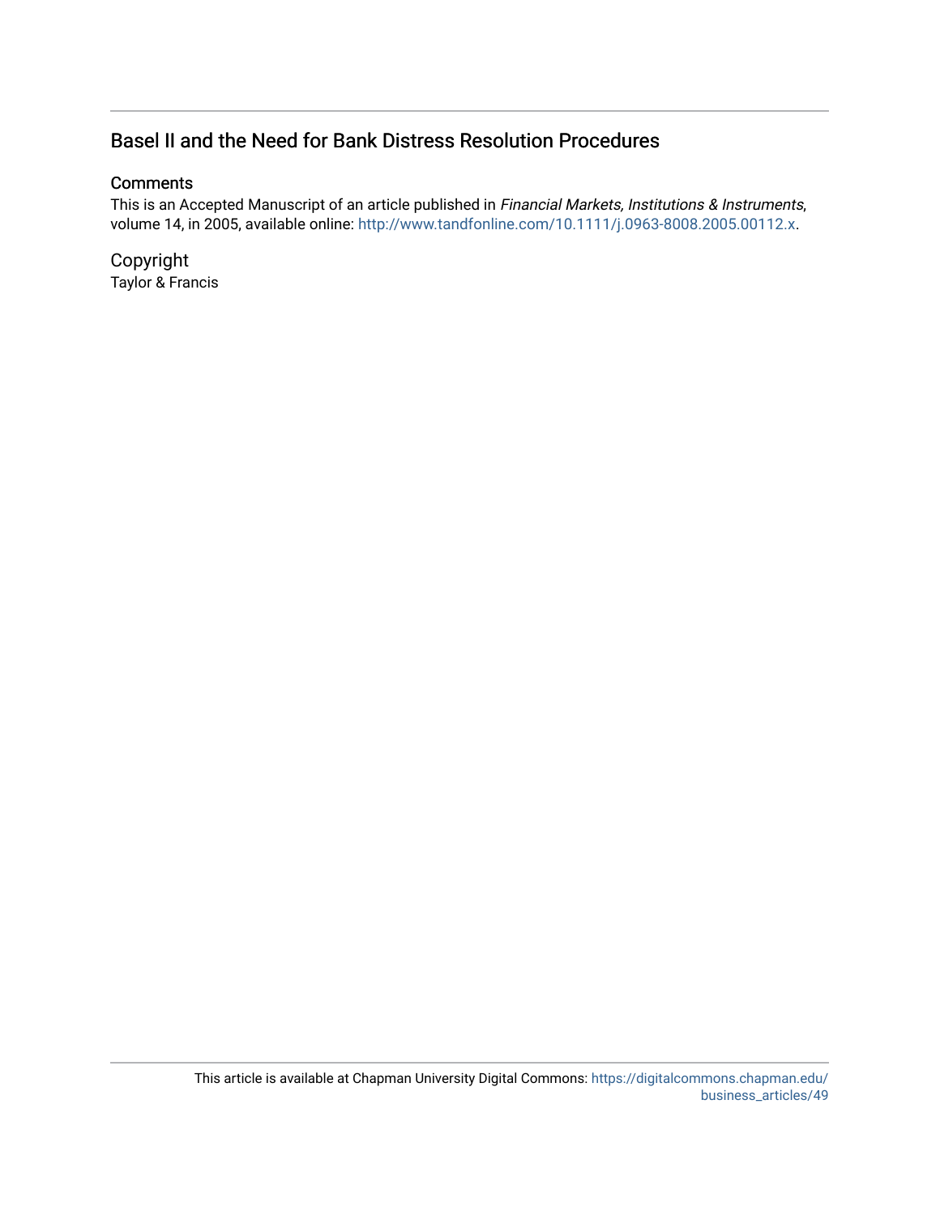## Basel II and the Need for Bank Distress Resolution Procedures

### Comments

This is an Accepted Manuscript of an article published in *Financial Markets, Institutions & Instruments*, volume 14, in 2005, available online: http://www.tandfonline.com/10.1111/j.0963-8008.2005.00112.x.

### Copyright

Taylor & Francis

This article is available at Chapman University Digital Commons: https://digitalcommons.chapman.edu/business_articles/49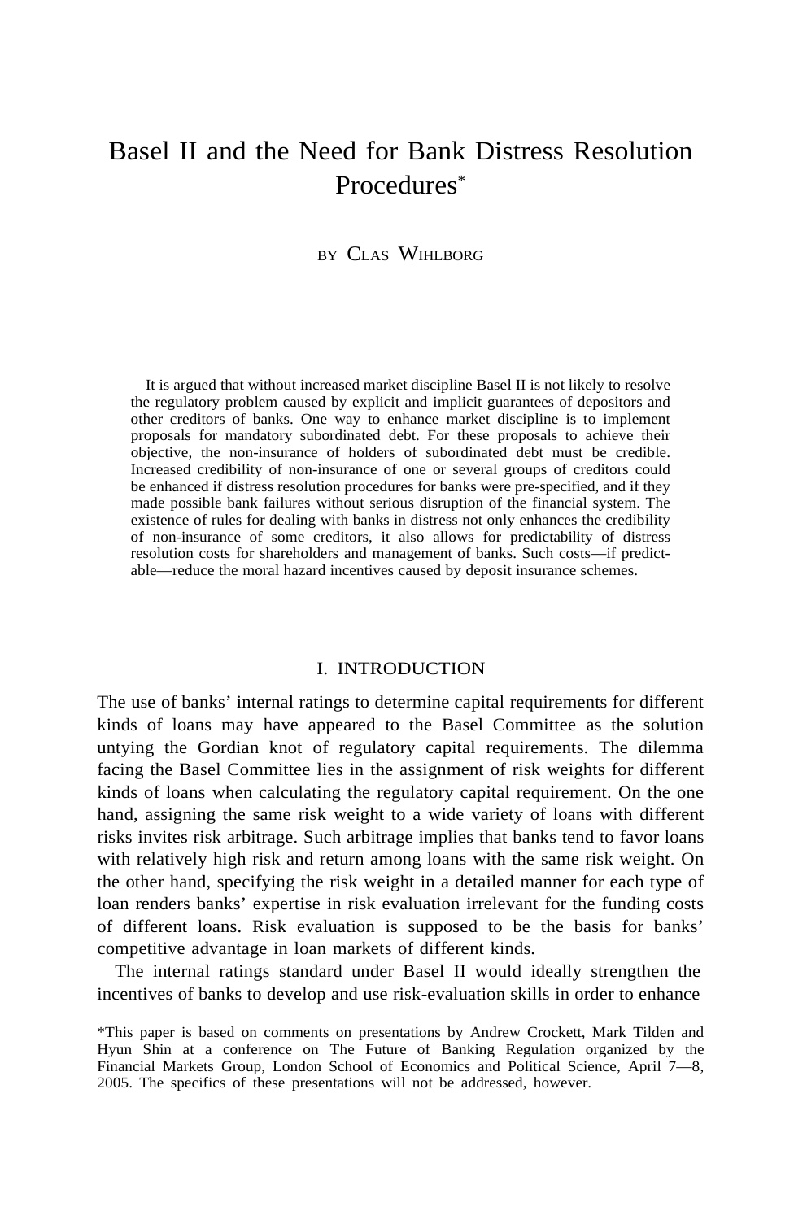# Basel II and the Need for Bank Distress Resolution Procedures*

BY CLAS WIHLBORG

It is argued that without increased market discipline Basel II is not likely to resolve the regulatory problem caused by explicit and implicit guarantees of depositors and other creditors of banks. One way to enhance market discipline is to implement proposals for mandatory subordinated debt. For these proposals to achieve their objective, the non-insurance of holders of subordinated debt must be credible. Increased credibility of non-insurance of one or several groups of creditors could be enhanced if distress resolution procedures for banks were pre-specified, and if they made possible bank failures without serious disruption of the financial system. The existence of rules for dealing with banks in distress not only enhances the credibility of non-insurance of some creditors, it also allows for predictability of distress resolution costs for shareholders and management of banks. Such costs—if predictable—reduce the moral hazard incentives caused by deposit insurance schemes.

## I. INTRODUCTION

The use of banks' internal ratings to determine capital requirements for different kinds of loans may have appeared to the Basel Committee as the solution untying the Gordian knot of regulatory capital requirements. The dilemma facing the Basel Committee lies in the assignment of risk weights for different kinds of loans when calculating the regulatory capital requirement. On the one hand, assigning the same risk weight to a wide variety of loans with different risks invites risk arbitrage. Such arbitrage implies that banks tend to favor loans with relatively high risk and return among loans with the same risk weight. On the other hand, specifying the risk weight in a detailed manner for each type of loan renders banks' expertise in risk evaluation irrelevant for the funding costs of different loans. Risk evaluation is supposed to be the basis for banks' competitive advantage in loan markets of different kinds.

The internal ratings standard under Basel II would ideally strengthen the incentives of banks to develop and use risk-evaluation skills in order to enhance

*This paper is based on comments on presentations by Andrew Crockett, Mark Tilden and Hyun Shin at a conference on The Future of Banking Regulation organized by the Financial Markets Group, London School of Economics and Political Science, April 7—8, 2005. The specifics of these presentations will not be addressed, however.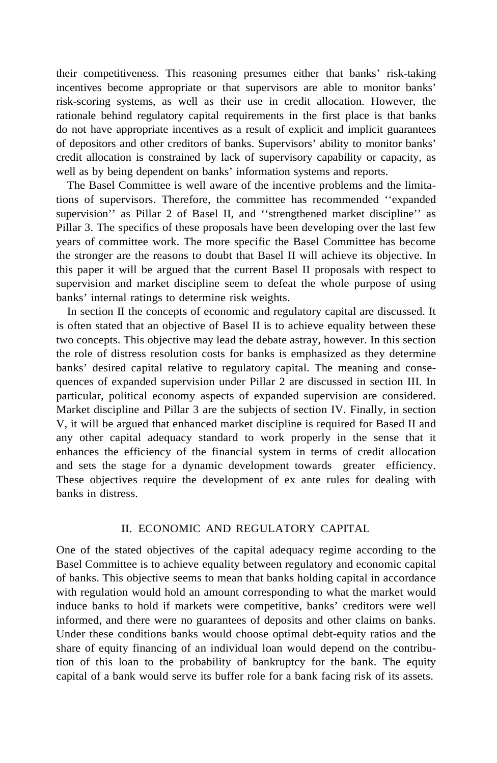their competitiveness. This reasoning presumes either that banks' risk-taking incentives become appropriate or that supervisors are able to monitor banks' risk-scoring systems, as well as their use in credit allocation. However, the rationale behind regulatory capital requirements in the first place is that banks do not have appropriate incentives as a result of explicit and implicit guarantees of depositors and other creditors of banks. Supervisors' ability to monitor banks' credit allocation is constrained by lack of supervisory capability or capacity, as well as by being dependent on banks' information systems and reports.

The Basel Committee is well aware of the incentive problems and the limitations of supervisors. Therefore, the committee has recommended ''expanded supervision'' as Pillar 2 of Basel II, and ''strengthened market discipline'' as Pillar 3. The specifics of these proposals have been developing over the last few years of committee work. The more specific the Basel Committee has become the stronger are the reasons to doubt that Basel II will achieve its objective. In this paper it will be argued that the current Basel II proposals with respect to supervision and market discipline seem to defeat the whole purpose of using banks' internal ratings to determine risk weights.

In section II the concepts of economic and regulatory capital are discussed. It is often stated that an objective of Basel II is to achieve equality between these two concepts. This objective may lead the debate astray, however. In this section the role of distress resolution costs for banks is emphasized as they determine banks' desired capital relative to regulatory capital. The meaning and consequences of expanded supervision under Pillar 2 are discussed in section III. In particular, political economy aspects of expanded supervision are considered. Market discipline and Pillar 3 are the subjects of section IV. Finally, in section V, it will be argued that enhanced market discipline is required for Based II and any other capital adequacy standard to work properly in the sense that it enhances the efficiency of the financial system in terms of credit allocation and sets the stage for a dynamic development towards greater efficiency. These objectives require the development of ex ante rules for dealing with banks in distress.

## II. ECONOMIC AND REGULATORY CAPITAL

One of the stated objectives of the capital adequacy regime according to the Basel Committee is to achieve equality between regulatory and economic capital of banks. This objective seems to mean that banks holding capital in accordance with regulation would hold an amount corresponding to what the market would induce banks to hold if markets were competitive, banks' creditors were well informed, and there were no guarantees of deposits and other claims on banks. Under these conditions banks would choose optimal debt-equity ratios and the share of equity financing of an individual loan would depend on the contribution of this loan to the probability of bankruptcy for the bank. The equity capital of a bank would serve its buffer role for a bank facing risk of its assets.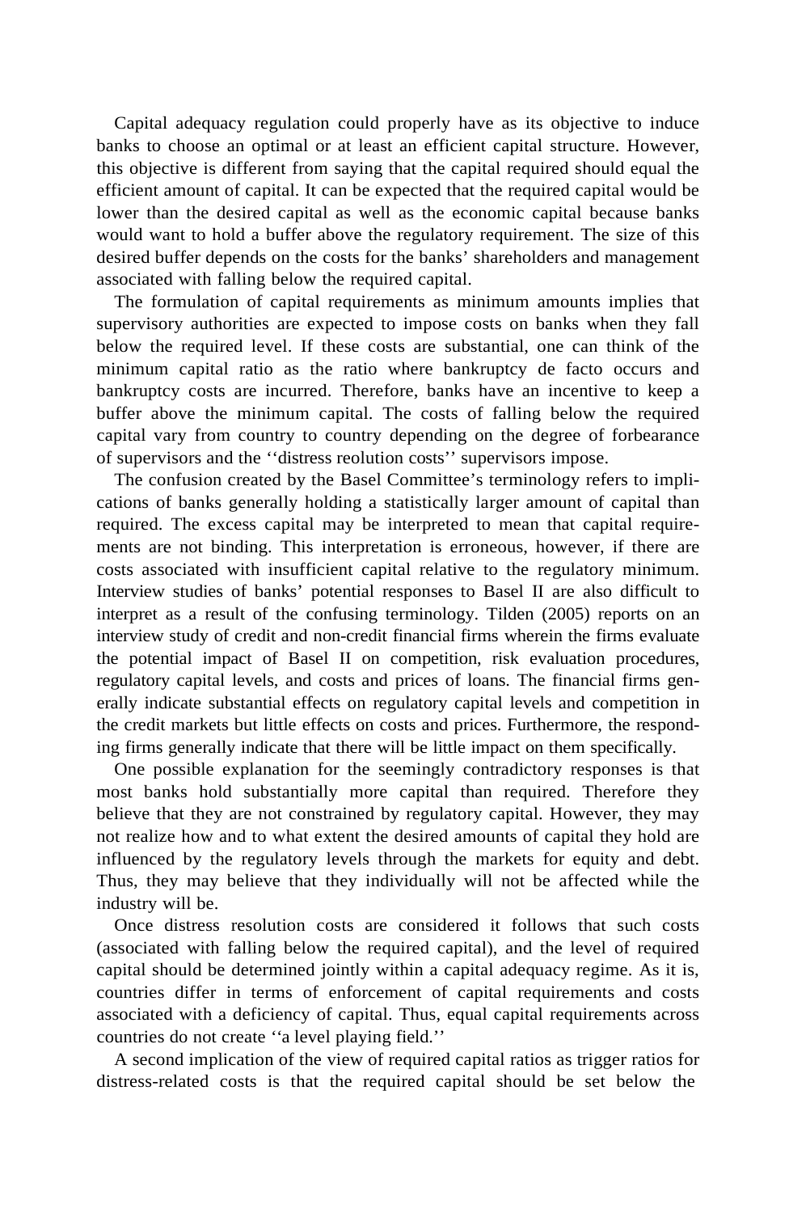Capital adequacy regulation could properly have as its objective to induce banks to choose an optimal or at least an efficient capital structure. However, this objective is different from saying that the capital required should equal the efficient amount of capital. It can be expected that the required capital would be lower than the desired capital as well as the economic capital because banks would want to hold a buffer above the regulatory requirement. The size of this desired buffer depends on the costs for the banks' shareholders and management associated with falling below the required capital.

The formulation of capital requirements as minimum amounts implies that supervisory authorities are expected to impose costs on banks when they fall below the required level. If these costs are substantial, one can think of the minimum capital ratio as the ratio where bankruptcy de facto occurs and bankruptcy costs are incurred. Therefore, banks have an incentive to keep a buffer above the minimum capital. The costs of falling below the required capital vary from country to country depending on the degree of forbearance of supervisors and the ''distress reolution costs'' supervisors impose.

The confusion created by the Basel Committee's terminology refers to implications of banks generally holding a statistically larger amount of capital than required. The excess capital may be interpreted to mean that capital requirements are not binding. This interpretation is erroneous, however, if there are costs associated with insufficient capital relative to the regulatory minimum. Interview studies of banks' potential responses to Basel II are also difficult to interpret as a result of the confusing terminology. Tilden (2005) reports on an interview study of credit and non-credit financial firms wherein the firms evaluate the potential impact of Basel II on competition, risk evaluation procedures, regulatory capital levels, and costs and prices of loans. The financial firms generally indicate substantial effects on regulatory capital levels and competition in the credit markets but little effects on costs and prices. Furthermore, the responding firms generally indicate that there will be little impact on them specifically.

One possible explanation for the seemingly contradictory responses is that most banks hold substantially more capital than required. Therefore they believe that they are not constrained by regulatory capital. However, they may not realize how and to what extent the desired amounts of capital they hold are influenced by the regulatory levels through the markets for equity and debt. Thus, they may believe that they individually will not be affected while the industry will be.

Once distress resolution costs are considered it follows that such costs (associated with falling below the required capital), and the level of required capital should be determined jointly within a capital adequacy regime. As it is, countries differ in terms of enforcement of capital requirements and costs associated with a deficiency of capital. Thus, equal capital requirements across countries do not create ''a level playing field.''

A second implication of the view of required capital ratios as trigger ratios for distress-related costs is that the required capital should be set below the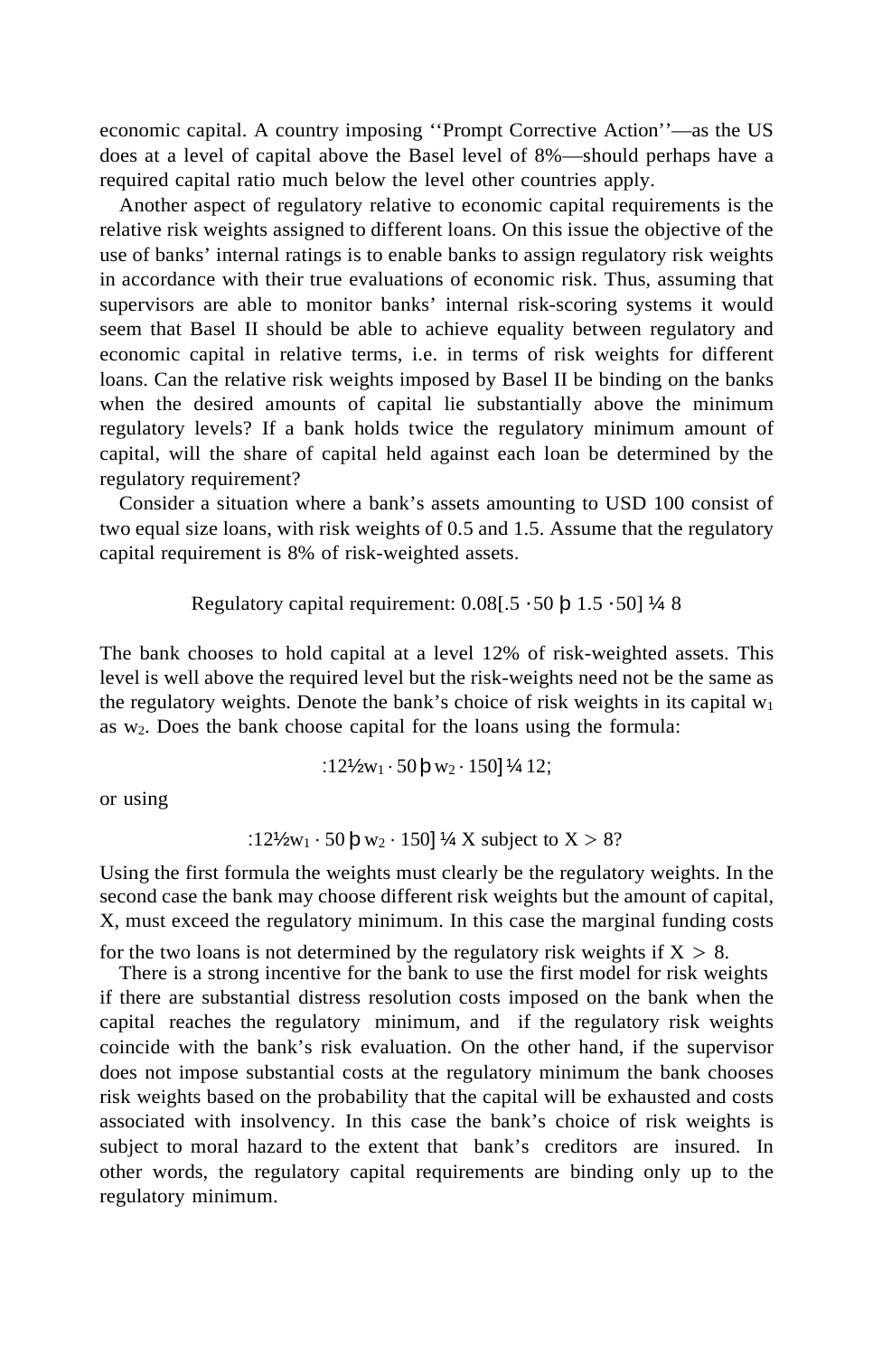economic capital. A country imposing ''Prompt Corrective Action''—as the US does at a level of capital above the Basel level of 8%—should perhaps have a required capital ratio much below the level other countries apply.

Another aspect of regulatory relative to economic capital requirements is the relative risk weights assigned to different loans. On this issue the objective of the use of banks' internal ratings is to enable banks to assign regulatory risk weights in accordance with their true evaluations of economic risk. Thus, assuming that supervisors are able to monitor banks' internal risk-scoring systems it would seem that Basel II should be able to achieve equality between regulatory and economic capital in relative terms, i.e. in terms of risk weights for different loans. Can the relative risk weights imposed by Basel II be binding on the banks when the desired amounts of capital lie substantially above the minimum regulatory levels? If a bank holds twice the regulatory minimum amount of capital, will the share of capital held against each loan be determined by the regulatory requirement?

Consider a situation where a bank's assets amounting to USD 100 consist of two equal size loans, with risk weights of 0.5 and 1.5. Assume that the regulatory capital requirement is 8% of risk-weighted assets.

$$\text{Regulatory capital requirement: } 0.08[.5 \cdot 50 + 1.5 \cdot 50] = 8$$

The bank chooses to hold capital at a level 12% of risk-weighted assets. This level is well above the required level but the risk-weights need not be the same as the regulatory weights. Denote the bank's choice of risk weights in its capital $w_1$ as $w_2$. Does the bank choose capital for the loans using the formula:

$$.12[w_1 \cdot 50 + w_2 \cdot 150] = 12;$$

or using

$$.12[w_1 \cdot 50 + w_2 \cdot 150] = X \text{ subject to } X > 8?$$

Using the first formula the weights must clearly be the regulatory weights. In the second case the bank may choose different risk weights but the amount of capital, X, must exceed the regulatory minimum. In this case the marginal funding costs for the two loans is not determined by the regulatory risk weights if $X > 8$.

There is a strong incentive for the bank to use the first model for risk weights if there are substantial distress resolution costs imposed on the bank when the capital reaches the regulatory minimum, and if the regulatory risk weights coincide with the bank's risk evaluation. On the other hand, if the supervisor does not impose substantial costs at the regulatory minimum the bank chooses risk weights based on the probability that the capital will be exhausted and costs associated with insolvency. In this case the bank's choice of risk weights is subject to moral hazard to the extent that bank's creditors are insured. In other words, the regulatory capital requirements are binding only up to the regulatory minimum.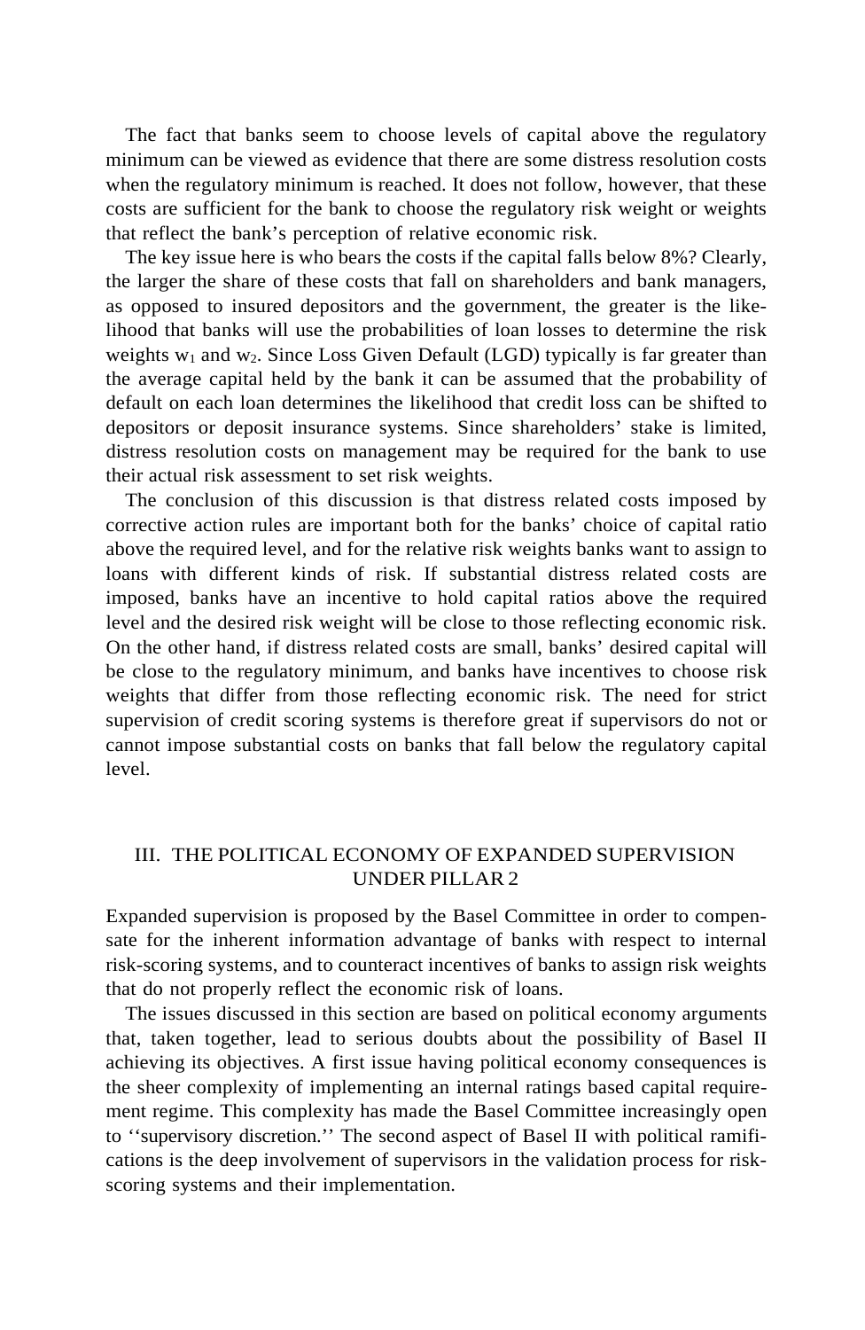The fact that banks seem to choose levels of capital above the regulatory minimum can be viewed as evidence that there are some distress resolution costs when the regulatory minimum is reached. It does not follow, however, that these costs are sufficient for the bank to choose the regulatory risk weight or weights that reflect the bank's perception of relative economic risk.

The key issue here is who bears the costs if the capital falls below 8%? Clearly, the larger the share of these costs that fall on shareholders and bank managers, as opposed to insured depositors and the government, the greater is the likelihood that banks will use the probabilities of loan losses to determine the risk weights $w_1$ and $w_2$. Since Loss Given Default (LGD) typically is far greater than the average capital held by the bank it can be assumed that the probability of default on each loan determines the likelihood that credit loss can be shifted to depositors or deposit insurance systems. Since shareholders' stake is limited, distress resolution costs on management may be required for the bank to use their actual risk assessment to set risk weights.

The conclusion of this discussion is that distress related costs imposed by corrective action rules are important both for the banks' choice of capital ratio above the required level, and for the relative risk weights banks want to assign to loans with different kinds of risk. If substantial distress related costs are imposed, banks have an incentive to hold capital ratios above the required level and the desired risk weight will be close to those reflecting economic risk. On the other hand, if distress related costs are small, banks' desired capital will be close to the regulatory minimum, and banks have incentives to choose risk weights that differ from those reflecting economic risk. The need for strict supervision of credit scoring systems is therefore great if supervisors do not or cannot impose substantial costs on banks that fall below the regulatory capital level.

## III. THE POLITICAL ECONOMY OF EXPANDED SUPERVISION UNDER PILLAR 2

Expanded supervision is proposed by the Basel Committee in order to compensate for the inherent information advantage of banks with respect to internal risk-scoring systems, and to counteract incentives of banks to assign risk weights that do not properly reflect the economic risk of loans.

The issues discussed in this section are based on political economy arguments that, taken together, lead to serious doubts about the possibility of Basel II achieving its objectives. A first issue having political economy consequences is the sheer complexity of implementing an internal ratings based capital requirement regime. This complexity has made the Basel Committee increasingly open to ''supervisory discretion.'' The second aspect of Basel II with political ramifications is the deep involvement of supervisors in the validation process for risk-scoring systems and their implementation.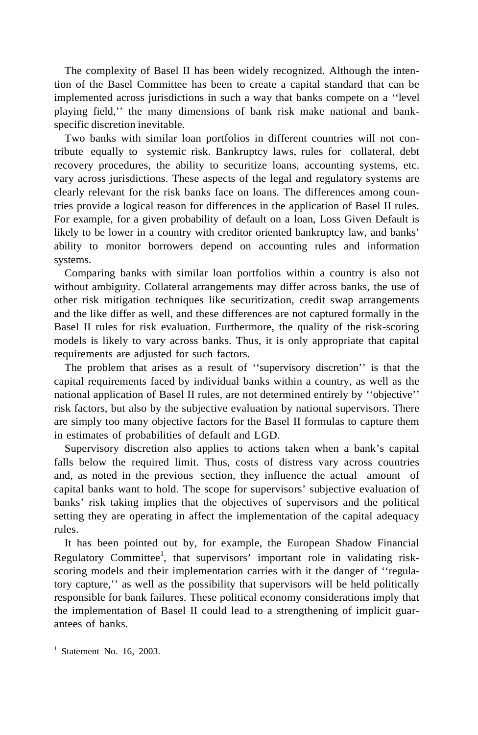The complexity of Basel II has been widely recognized. Although the intention of the Basel Committee has been to create a capital standard that can be implemented across jurisdictions in such a way that banks compete on a ''level playing field,'' the many dimensions of bank risk make national and bank-specific discretion inevitable.

Two banks with similar loan portfolios in different countries will not contribute equally to systemic risk. Bankruptcy laws, rules for collateral, debt recovery procedures, the ability to securitize loans, accounting systems, etc. vary across jurisdictions. These aspects of the legal and regulatory systems are clearly relevant for the risk banks face on loans. The differences among countries provide a logical reason for differences in the application of Basel II rules. For example, for a given probability of default on a loan, Loss Given Default is likely to be lower in a country with creditor oriented bankruptcy law, and banks' ability to monitor borrowers depend on accounting rules and information systems.

Comparing banks with similar loan portfolios within a country is also not without ambiguity. Collateral arrangements may differ across banks, the use of other risk mitigation techniques like securitization, credit swap arrangements and the like differ as well, and these differences are not captured formally in the Basel II rules for risk evaluation. Furthermore, the quality of the risk-scoring models is likely to vary across banks. Thus, it is only appropriate that capital requirements are adjusted for such factors.

The problem that arises as a result of ''supervisory discretion'' is that the capital requirements faced by individual banks within a country, as well as the national application of Basel II rules, are not determined entirely by ''objective'' risk factors, but also by the subjective evaluation by national supervisors. There are simply too many objective factors for the Basel II formulas to capture them in estimates of probabilities of default and LGD.

Supervisory discretion also applies to actions taken when a bank's capital falls below the required limit. Thus, costs of distress vary across countries and, as noted in the previous section, they influence the actual amount of capital banks want to hold. The scope for supervisors' subjective evaluation of banks' risk taking implies that the objectives of supervisors and the political setting they are operating in affect the implementation of the capital adequacy rules.

It has been pointed out by, for example, the European Shadow Financial Regulatory Committee[1], that supervisors' important role in validating risk-scoring models and their implementation carries with it the danger of ''regulatory capture,'' as well as the possibility that supervisors will be held politically responsible for bank failures. These political economy considerations imply that the implementation of Basel II could lead to a strengthening of implicit guarantees of banks.

[1] Statement No. 16, 2003.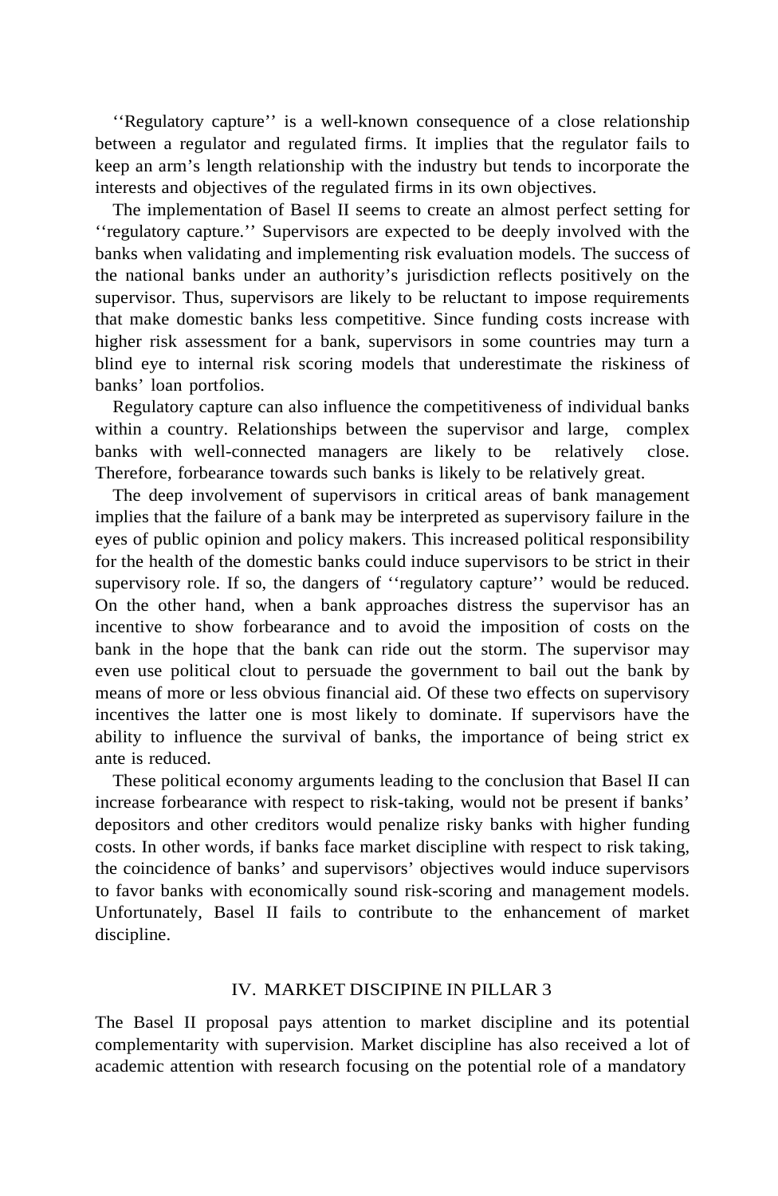''Regulatory capture'' is a well-known consequence of a close relationship between a regulator and regulated firms. It implies that the regulator fails to keep an arm's length relationship with the industry but tends to incorporate the interests and objectives of the regulated firms in its own objectives.

The implementation of Basel II seems to create an almost perfect setting for ''regulatory capture.'' Supervisors are expected to be deeply involved with the banks when validating and implementing risk evaluation models. The success of the national banks under an authority's jurisdiction reflects positively on the supervisor. Thus, supervisors are likely to be reluctant to impose requirements that make domestic banks less competitive. Since funding costs increase with higher risk assessment for a bank, supervisors in some countries may turn a blind eye to internal risk scoring models that underestimate the riskiness of banks' loan portfolios.

Regulatory capture can also influence the competitiveness of individual banks within a country. Relationships between the supervisor and large, complex banks with well-connected managers are likely to be relatively close. Therefore, forbearance towards such banks is likely to be relatively great.

The deep involvement of supervisors in critical areas of bank management implies that the failure of a bank may be interpreted as supervisory failure in the eyes of public opinion and policy makers. This increased political responsibility for the health of the domestic banks could induce supervisors to be strict in their supervisory role. If so, the dangers of ''regulatory capture'' would be reduced. On the other hand, when a bank approaches distress the supervisor has an incentive to show forbearance and to avoid the imposition of costs on the bank in the hope that the bank can ride out the storm. The supervisor may even use political clout to persuade the government to bail out the bank by means of more or less obvious financial aid. Of these two effects on supervisory incentives the latter one is most likely to dominate. If supervisors have the ability to influence the survival of banks, the importance of being strict ex ante is reduced.

These political economy arguments leading to the conclusion that Basel II can increase forbearance with respect to risk-taking, would not be present if banks' depositors and other creditors would penalize risky banks with higher funding costs. In other words, if banks face market discipline with respect to risk taking, the coincidence of banks' and supervisors' objectives would induce supervisors to favor banks with economically sound risk-scoring and management models. Unfortunately, Basel II fails to contribute to the enhancement of market discipline.

## IV. MARKET DISCIPINE IN PILLAR 3

The Basel II proposal pays attention to market discipline and its potential complementarity with supervision. Market discipline has also received a lot of academic attention with research focusing on the potential role of a mandatory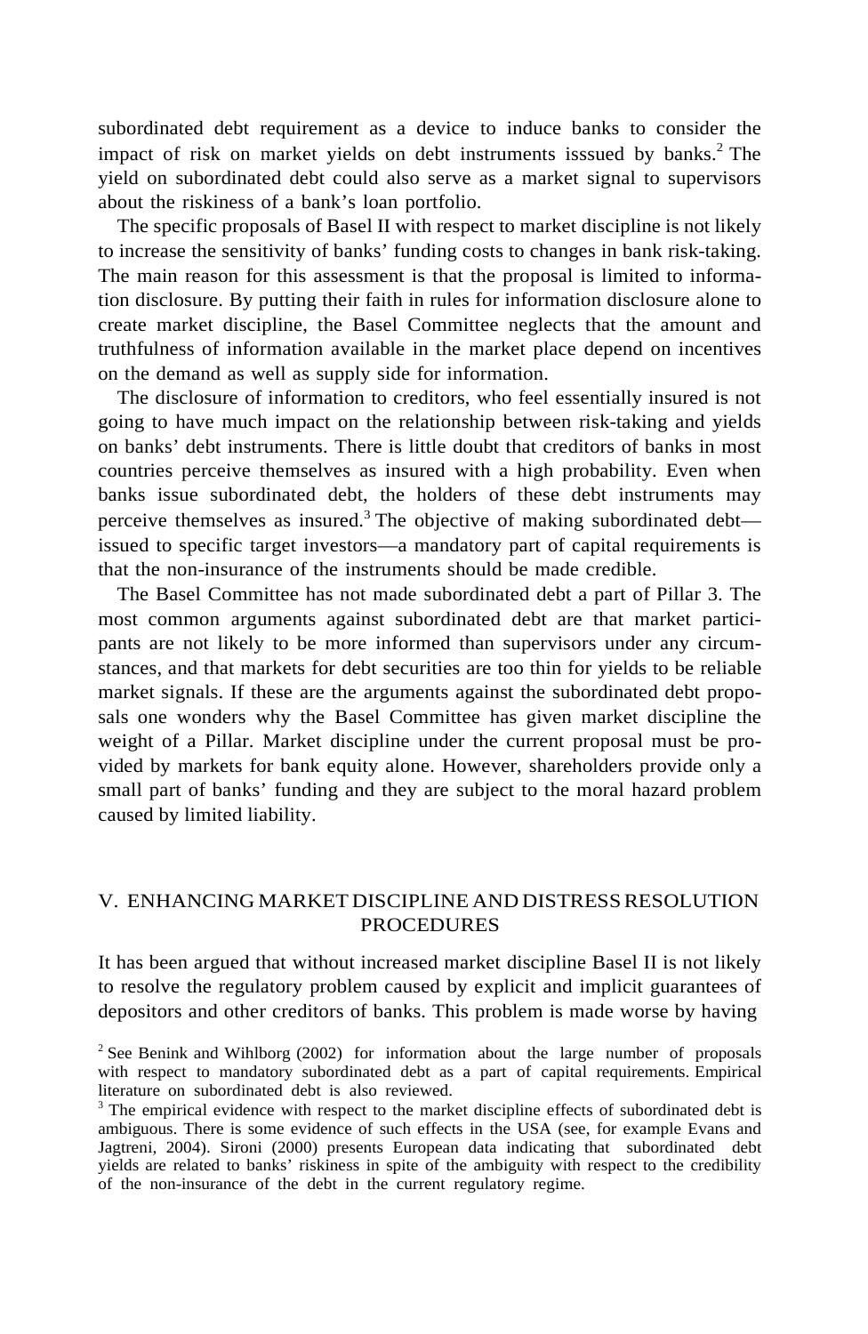subordinated debt requirement as a device to induce banks to consider the impact of risk on market yields on debt instruments isssued by banks.[2] The yield on subordinated debt could also serve as a market signal to supervisors about the riskiness of a bank's loan portfolio.

The specific proposals of Basel II with respect to market discipline is not likely to increase the sensitivity of banks' funding costs to changes in bank risk-taking. The main reason for this assessment is that the proposal is limited to information disclosure. By putting their faith in rules for information disclosure alone to create market discipline, the Basel Committee neglects that the amount and truthfulness of information available in the market place depend on incentives on the demand as well as supply side for information.

The disclosure of information to creditors, who feel essentially insured is not going to have much impact on the relationship between risk-taking and yields on banks' debt instruments. There is little doubt that creditors of banks in most countries perceive themselves as insured with a high probability. Even when banks issue subordinated debt, the holders of these debt instruments may perceive themselves as insured.[3] The objective of making subordinated debt—issued to specific target investors—a mandatory part of capital requirements is that the non-insurance of the instruments should be made credible.

The Basel Committee has not made subordinated debt a part of Pillar 3. The most common arguments against subordinated debt are that market participants are not likely to be more informed than supervisors under any circumstances, and that markets for debt securities are too thin for yields to be reliable market signals. If these are the arguments against the subordinated debt proposals one wonders why the Basel Committee has given market discipline the weight of a Pillar. Market discipline under the current proposal must be provided by markets for bank equity alone. However, shareholders provide only a small part of banks' funding and they are subject to the moral hazard problem caused by limited liability.

## V. ENHANCING MARKET DISCIPLINE AND DISTRESS RESOLUTION PROCEDURES

It has been argued that without increased market discipline Basel II is not likely to resolve the regulatory problem caused by explicit and implicit guarantees of depositors and other creditors of banks. This problem is made worse by having

[2] See Benink and Wihlborg (2002) for information about the large number of proposals with respect to mandatory subordinated debt as a part of capital requirements. Empirical literature on subordinated debt is also reviewed.

[3] The empirical evidence with respect to the market discipline effects of subordinated debt is ambiguous. There is some evidence of such effects in the USA (see, for example Evans and Jagtreni, 2004). Sironi (2000) presents European data indicating that subordinated debt yields are related to banks' riskiness in spite of the ambiguity with respect to the credibility of the non-insurance of the debt in the current regulatory regime.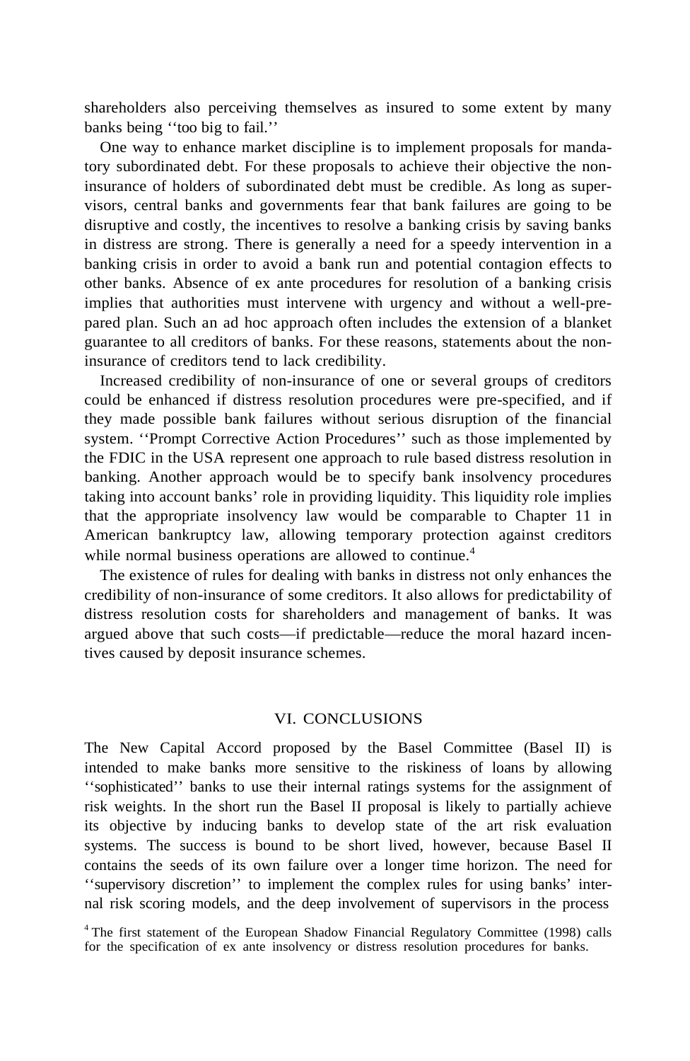shareholders also perceiving themselves as insured to some extent by many banks being ''too big to fail.''

One way to enhance market discipline is to implement proposals for mandatory subordinated debt. For these proposals to achieve their objective the non-insurance of holders of subordinated debt must be credible. As long as supervisors, central banks and governments fear that bank failures are going to be disruptive and costly, the incentives to resolve a banking crisis by saving banks in distress are strong. There is generally a need for a speedy intervention in a banking crisis in order to avoid a bank run and potential contagion effects to other banks. Absence of ex ante procedures for resolution of a banking crisis implies that authorities must intervene with urgency and without a well-prepared plan. Such an ad hoc approach often includes the extension of a blanket guarantee to all creditors of banks. For these reasons, statements about the non-insurance of creditors tend to lack credibility.

Increased credibility of non-insurance of one or several groups of creditors could be enhanced if distress resolution procedures were pre-specified, and if they made possible bank failures without serious disruption of the financial system. ''Prompt Corrective Action Procedures'' such as those implemented by the FDIC in the USA represent one approach to rule based distress resolution in banking. Another approach would be to specify bank insolvency procedures taking into account banks' role in providing liquidity. This liquidity role implies that the appropriate insolvency law would be comparable to Chapter 11 in American bankruptcy law, allowing temporary protection against creditors while normal business operations are allowed to continue.[4]

The existence of rules for dealing with banks in distress not only enhances the credibility of non-insurance of some creditors. It also allows for predictability of distress resolution costs for shareholders and management of banks. It was argued above that such costs—if predictable—reduce the moral hazard incentives caused by deposit insurance schemes.

## VI. CONCLUSIONS

The New Capital Accord proposed by the Basel Committee (Basel II) is intended to make banks more sensitive to the riskiness of loans by allowing ''sophisticated'' banks to use their internal ratings systems for the assignment of risk weights. In the short run the Basel II proposal is likely to partially achieve its objective by inducing banks to develop state of the art risk evaluation systems. The success is bound to be short lived, however, because Basel II contains the seeds of its own failure over a longer time horizon. The need for ''supervisory discretion'' to implement the complex rules for using banks' internal risk scoring models, and the deep involvement of supervisors in the process

[4] The first statement of the European Shadow Financial Regulatory Committee (1998) calls for the specification of ex ante insolvency or distress resolution procedures for banks.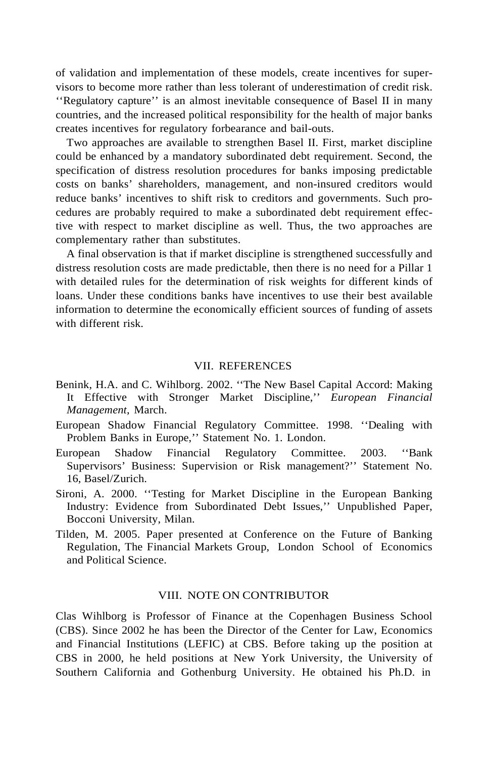of validation and implementation of these models, create incentives for supervisors to become more rather than less tolerant of underestimation of credit risk. ''Regulatory capture'' is an almost inevitable consequence of Basel II in many countries, and the increased political responsibility for the health of major banks creates incentives for regulatory forbearance and bail-outs.

Two approaches are available to strengthen Basel II. First, market discipline could be enhanced by a mandatory subordinated debt requirement. Second, the specification of distress resolution procedures for banks imposing predictable costs on banks' shareholders, management, and non-insured creditors would reduce banks' incentives to shift risk to creditors and governments. Such procedures are probably required to make a subordinated debt requirement effective with respect to market discipline as well. Thus, the two approaches are complementary rather than substitutes.

A final observation is that if market discipline is strengthened successfully and distress resolution costs are made predictable, then there is no need for a Pillar 1 with detailed rules for the determination of risk weights for different kinds of loans. Under these conditions banks have incentives to use their best available information to determine the economically efficient sources of funding of assets with different risk.

## VII. REFERENCES

Benink, H.A. and C. Wihlborg. 2002. ''The New Basel Capital Accord: Making It Effective with Stronger Market Discipline,'' *European Financial Management*, March.

European Shadow Financial Regulatory Committee. 1998. ''Dealing with Problem Banks in Europe,'' Statement No. 1. London.

European Shadow Financial Regulatory Committee. 2003. ''Bank Supervisors' Business: Supervision or Risk management?'' Statement No. 16, Basel/Zurich.

Sironi, A. 2000. ''Testing for Market Discipline in the European Banking Industry: Evidence from Subordinated Debt Issues,'' Unpublished Paper, Bocconi University, Milan.

Tilden, M. 2005. Paper presented at Conference on the Future of Banking Regulation, The Financial Markets Group, London School of Economics and Political Science.

## VIII. NOTE ON CONTRIBUTOR

Clas Wihlborg is Professor of Finance at the Copenhagen Business School (CBS). Since 2002 he has been the Director of the Center for Law, Economics and Financial Institutions (LEFIC) at CBS. Before taking up the position at CBS in 2000, he held positions at New York University, the University of Southern California and Gothenburg University. He obtained his Ph.D. in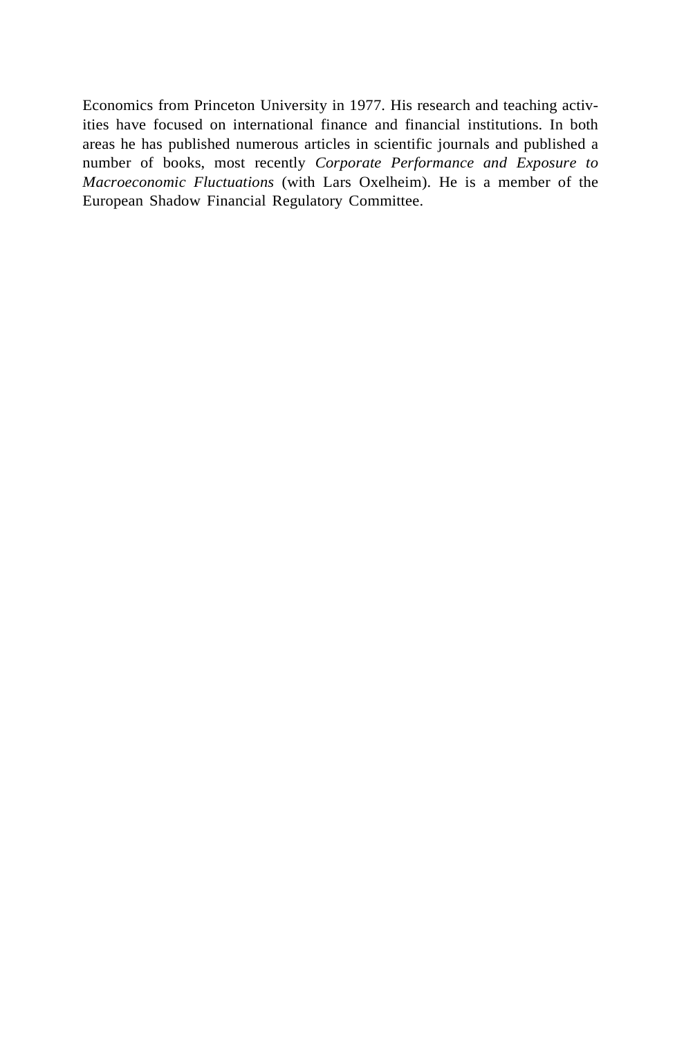Economics from Princeton University in 1977. His research and teaching activities have focused on international finance and financial institutions. In both areas he has published numerous articles in scientific journals and published a number of books, most recently *Corporate Performance and Exposure to Macroeconomic Fluctuations* (with Lars Oxelheim). He is a member of the European Shadow Financial Regulatory Committee.